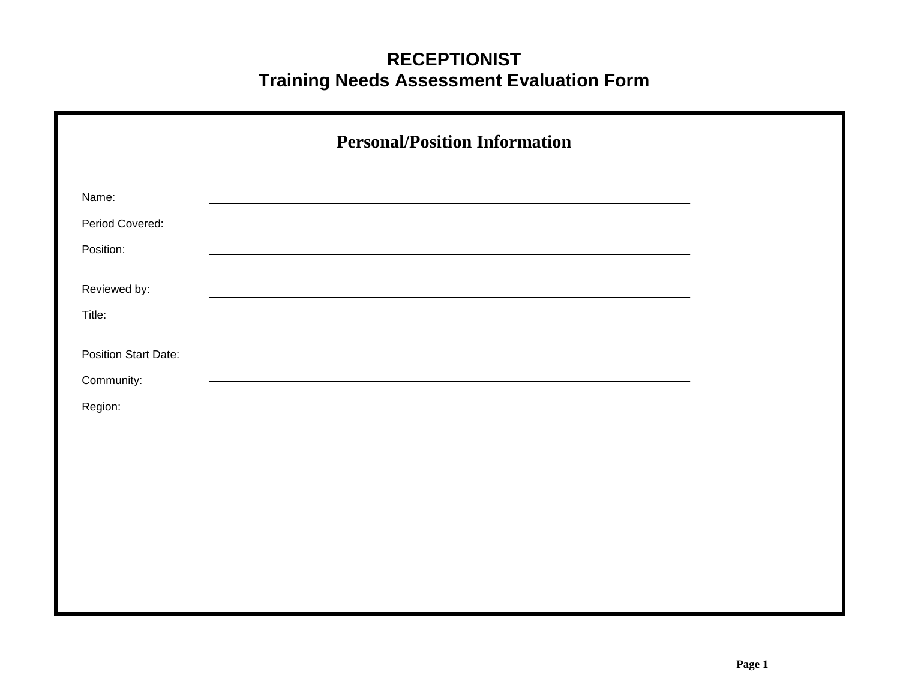# RECEPTIONIST
# Training Needs Assessment Evaluation Form

## Personal/Position Information

Name: \_\_\_\_\_\_\_\_\_\_\_\_\_\_\_\_\_\_\_\_\_\_\_\_\_\_\_\_\_\_\_\_\_\_\_\_\_\_\_\_

Period Covered: \_\_\_\_\_\_\_\_\_\_\_\_\_\_\_\_\_\_\_\_\_\_\_\_\_\_\_\_\_\_\_\_\_\_\_\_\_\_\_\_

Position: \_\_\_\_\_\_\_\_\_\_\_\_\_\_\_\_\_\_\_\_\_\_\_\_\_\_\_\_\_\_\_\_\_\_\_\_\_\_\_\_

Reviewed by: \_\_\_\_\_\_\_\_\_\_\_\_\_\_\_\_\_\_\_\_\_\_\_\_\_\_\_\_\_\_\_\_\_\_\_\_\_\_\_\_

Title: \_\_\_\_\_\_\_\_\_\_\_\_\_\_\_\_\_\_\_\_\_\_\_\_\_\_\_\_\_\_\_\_\_\_\_\_\_\_\_\_

Position Start Date: \_\_\_\_\_\_\_\_\_\_\_\_\_\_\_\_\_\_\_\_\_\_\_\_\_\_\_\_\_\_\_\_\_\_\_\_\_\_\_\_

Community: \_\_\_\_\_\_\_\_\_\_\_\_\_\_\_\_\_\_\_\_\_\_\_\_\_\_\_\_\_\_\_\_\_\_\_\_\_\_\_\_

Region: \_\_\_\_\_\_\_\_\_\_\_\_\_\_\_\_\_\_\_\_\_\_\_\_\_\_\_\_\_\_\_\_\_\_\_\_\_\_\_\_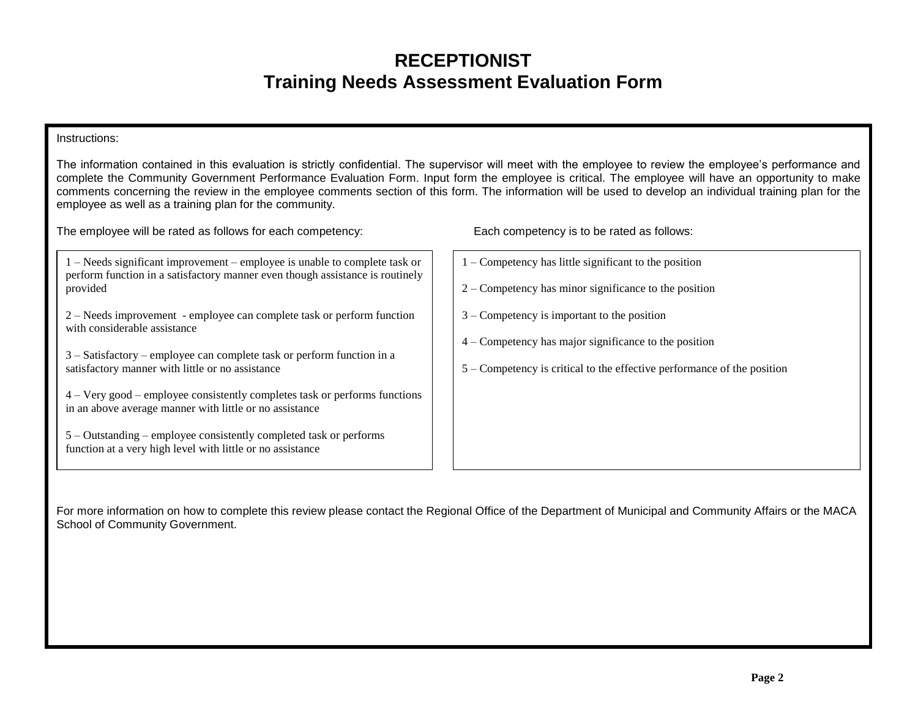# RECEPTIONIST
# Training Needs Assessment Evaluation Form

Instructions:

The information contained in this evaluation is strictly confidential. The supervisor will meet with the employee to review the employee's performance and complete the Community Government Performance Evaluation Form. Input form the employee is critical. The employee will have an opportunity to make comments concerning the review in the employee comments section of this form. The information will be used to develop an individual training plan for the employee as well as a training plan for the community.

The employee will be rated as follows for each competency:

1 – Needs significant improvement – employee is unable to complete task or perform function in a satisfactory manner even though assistance is routinely provided

2 – Needs improvement - employee can complete task or perform function with considerable assistance

3 – Satisfactory – employee can complete task or perform function in a satisfactory manner with little or no assistance

4 – Very good – employee consistently completes task or performs functions in an above average manner with little or no assistance

5 – Outstanding – employee consistently completed task or performs function at a very high level with little or no assistance

Each competency is to be rated as follows:

1 – Competency has little significant to the position

2 – Competency has minor significance to the position

3 – Competency is important to the position

4 – Competency has major significance to the position

5 – Competency is critical to the effective performance of the position

For more information on how to complete this review please contact the Regional Office of the Department of Municipal and Community Affairs or the MACA School of Community Government.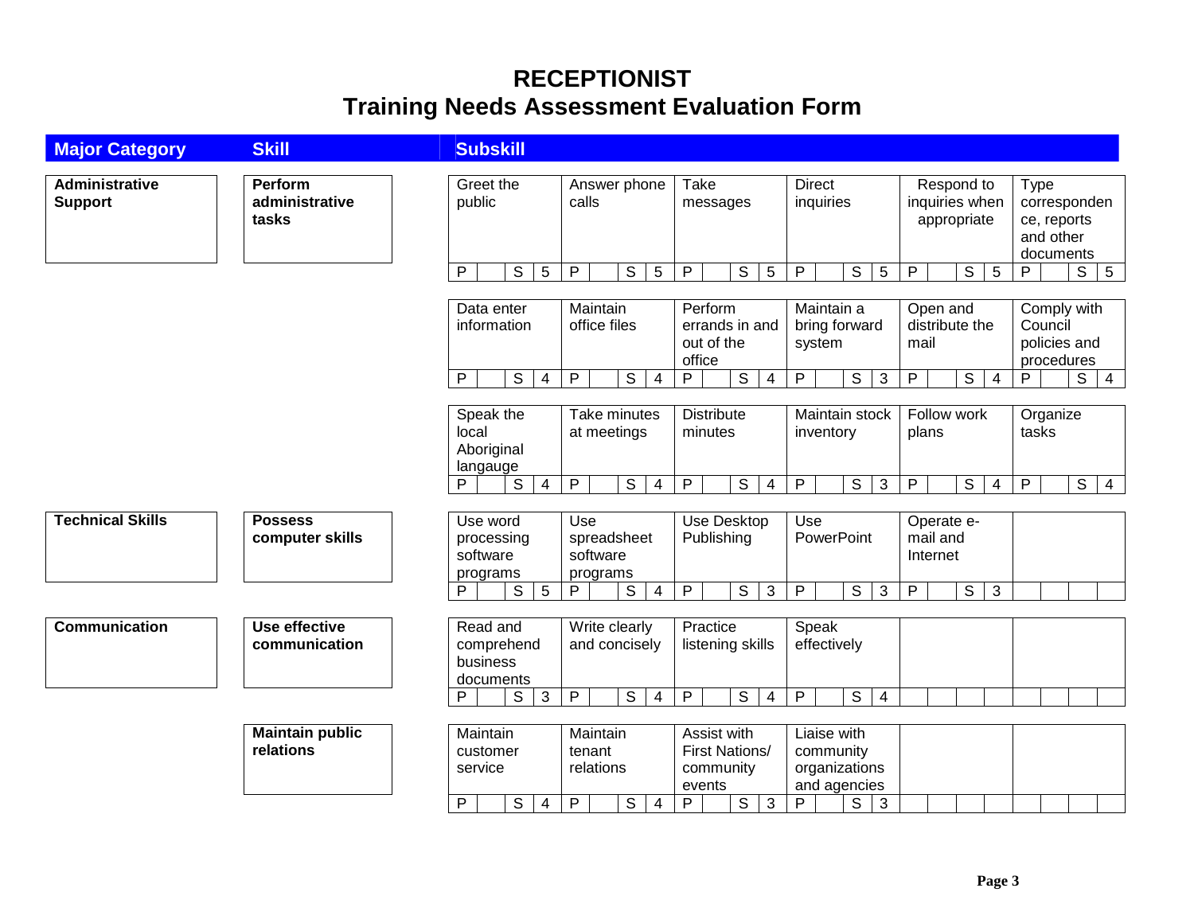# RECEPTIONIST
## Training Needs Assessment Evaluation Form

| Major Category | Skill | Subskill | P | S | Rating |
|---|---|---|---|---|---|
| **Administrative Support** | **Perform administrative tasks** | Greet the public | P | S | 5 |
| | | Answer phone calls | P | S | 5 |
| | | Take messages | P | S | 5 |
| | | Direct inquiries | P | S | 5 |
| | | Respond to inquiries when appropriate | P | S | 5 |
| | | Type correspondence, reports and other documents | P | S | 5 |
| | | Data enter information | P | S | 4 |
| | | Maintain office files | P | S | 4 |
| | | Perform errands in and out of the office | P | S | 4 |
| | | Maintain a bring forward system | P | S | 3 |
| | | Open and distribute the mail | P | S | 4 |
| | | Comply with Council policies and procedures | P | S | 4 |
| | | Speak the local Aboriginal langauge | P | S | 4 |
| | | Take minutes at meetings | P | S | 4 |
| | | Distribute minutes | P | S | 4 |
| | | Maintain stock inventory | P | S | 3 |
| | | Follow work plans | P | S | 4 |
| | | Organize tasks | P | S | 4 |
| **Technical Skills** | **Possess computer skills** | Use word processing software programs | P | S | 5 |
| | | Use spreadsheet software programs | P | S | 4 |
| | | Use Desktop Publishing | P | S | 3 |
| | | Use PowerPoint | P | S | 3 |
| | | Operate e-mail and Internet | P | S | 3 |
| **Communication** | **Use effective communication** | Read and comprehend business documents | P | S | 3 |
| | | Write clearly and concisely | P | S | 4 |
| | | Practice listening skills | P | S | 4 |
| | | Speak effectively | P | S | 4 |
| | **Maintain public relations** | Maintain customer service | P | S | 4 |
| | | Maintain tenant relations | P | S | 4 |
| | | Assist with First Nations/ community events | P | S | 3 |
| | | Liaise with community organizations and agencies | P | S | 3 |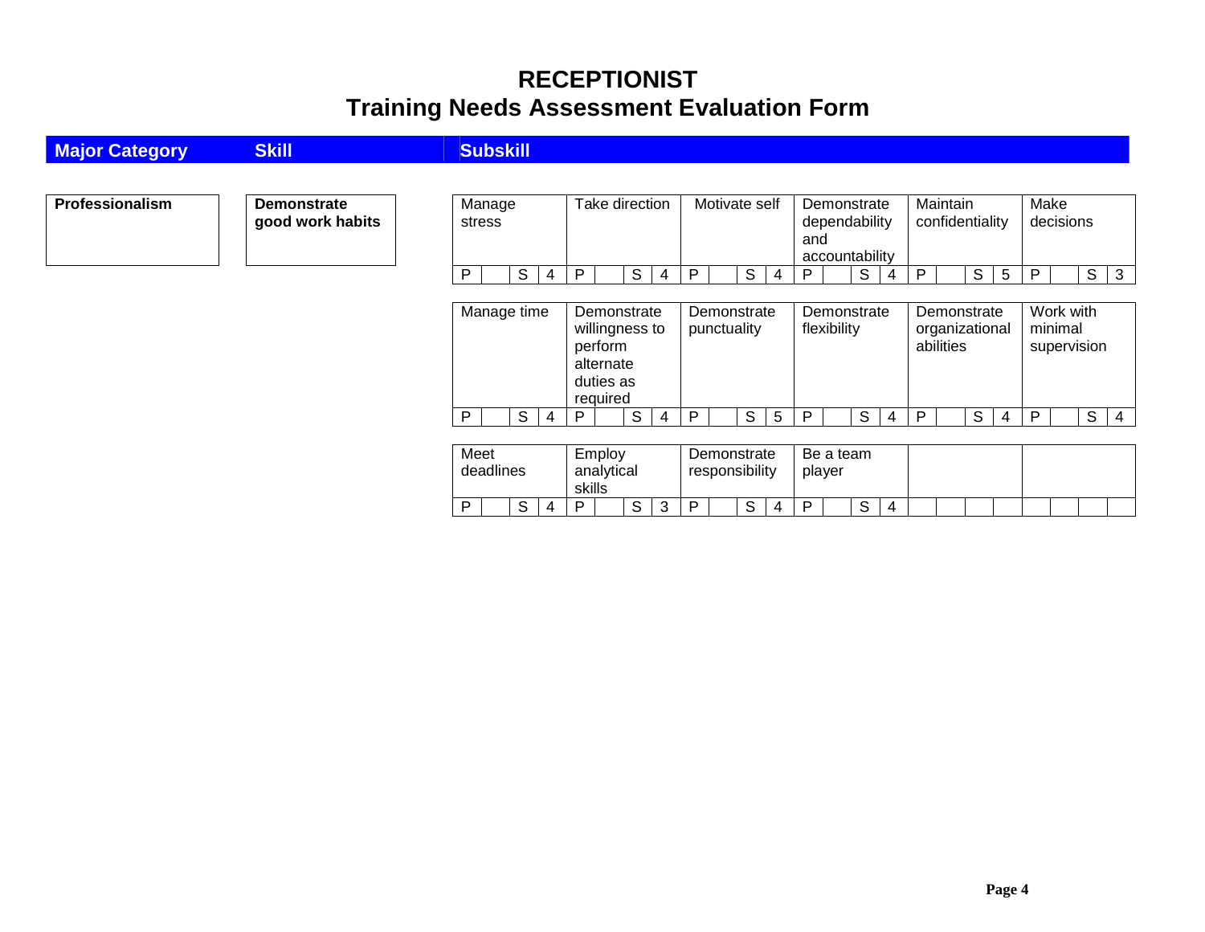# RECEPTIONIST
## Training Needs Assessment Evaluation Form

| Major Category | Skill | Subskill |
|---|---|---|
| **Professionalism** | **Demonstrate good work habits** | |

| Subskill | P | | S | |
|---|---|---|---|---|
| Manage stress | P | | S | 4 |
| Take direction | P | | S | 4 |
| Motivate self | P | | S | 4 |
| Demonstrate dependability and accountability | P | | S | 4 |
| Maintain confidentiality | P | | S | 5 |
| Make decisions | P | | S | 3 |
| Manage time | P | | S | 4 |
| Demonstrate willingness to perform alternate duties as required | P | | S | 4 |
| Demonstrate punctuality | P | | S | 5 |
| Demonstrate flexibility | P | | S | 4 |
| Demonstrate organizational abilities | P | | S | 4 |
| Work with minimal supervision | P | | S | 4 |
| Meet deadlines | P | | S | 4 |
| Employ analytical skills | P | | S | 3 |
| Demonstrate responsibility | P | | S | 4 |
| Be a team player | P | | S | 4 |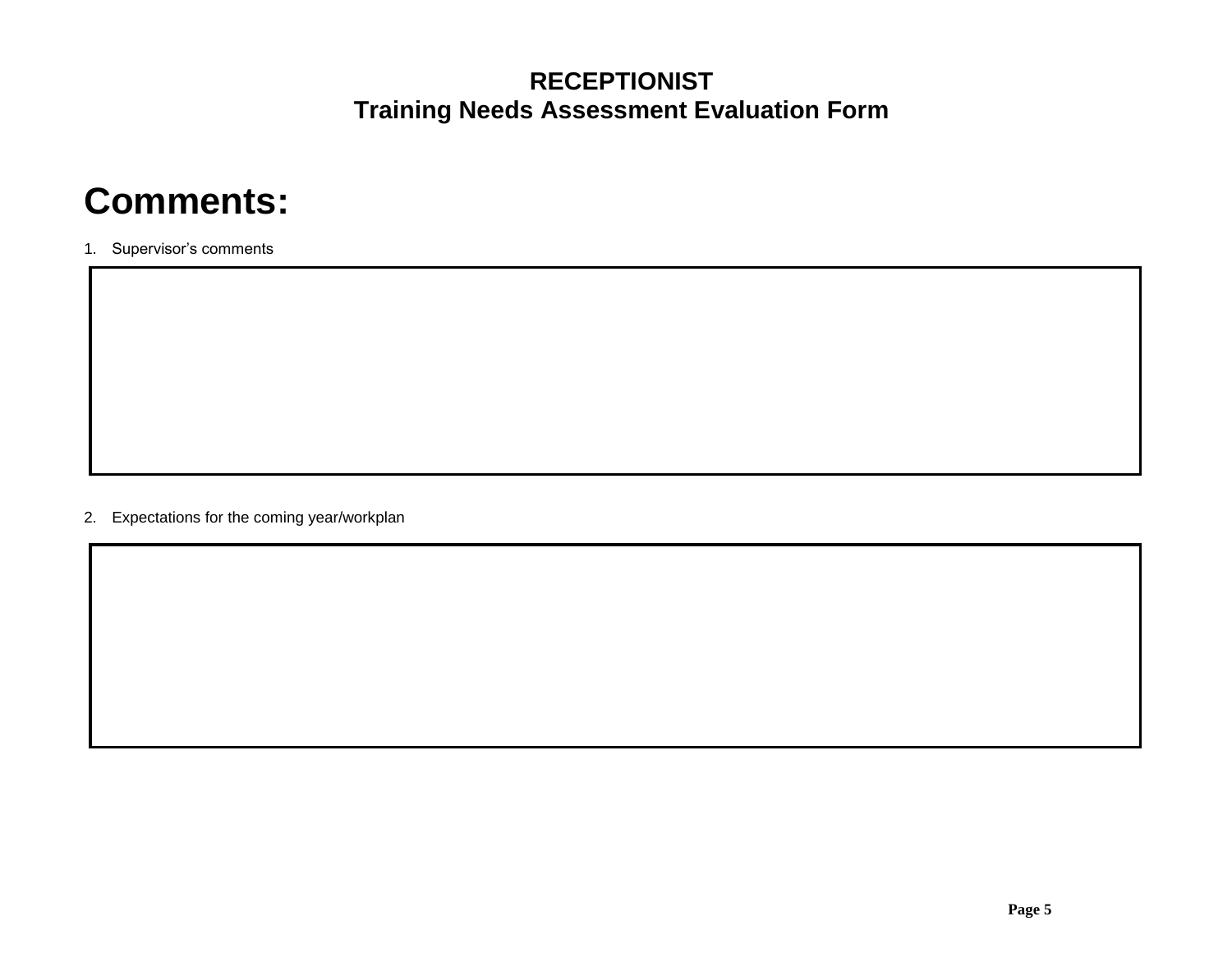**RECEPTIONIST**
**Training Needs Assessment Evaluation Form**

# Comments:

1. Supervisor's comments

| |
|---|
| |

2. Expectations for the coming year/workplan

| |
|---|
| |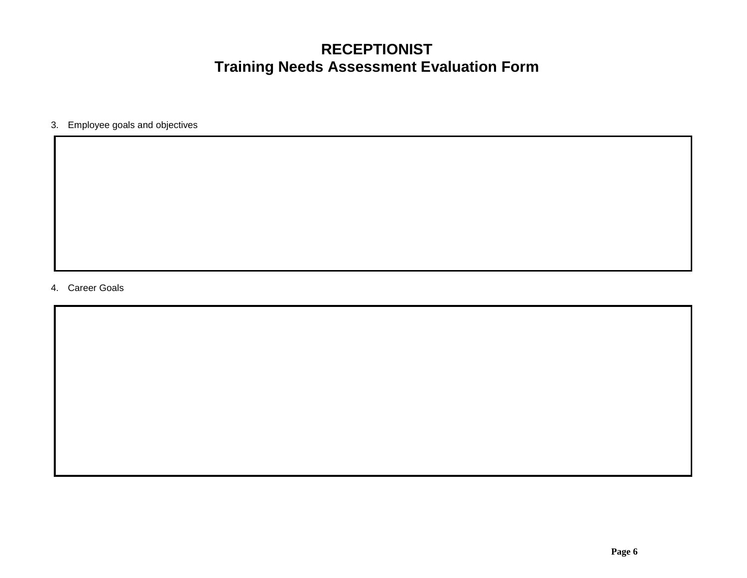# RECEPTIONIST
# Training Needs Assessment Evaluation Form

3. Employee goals and objectives

4. Career Goals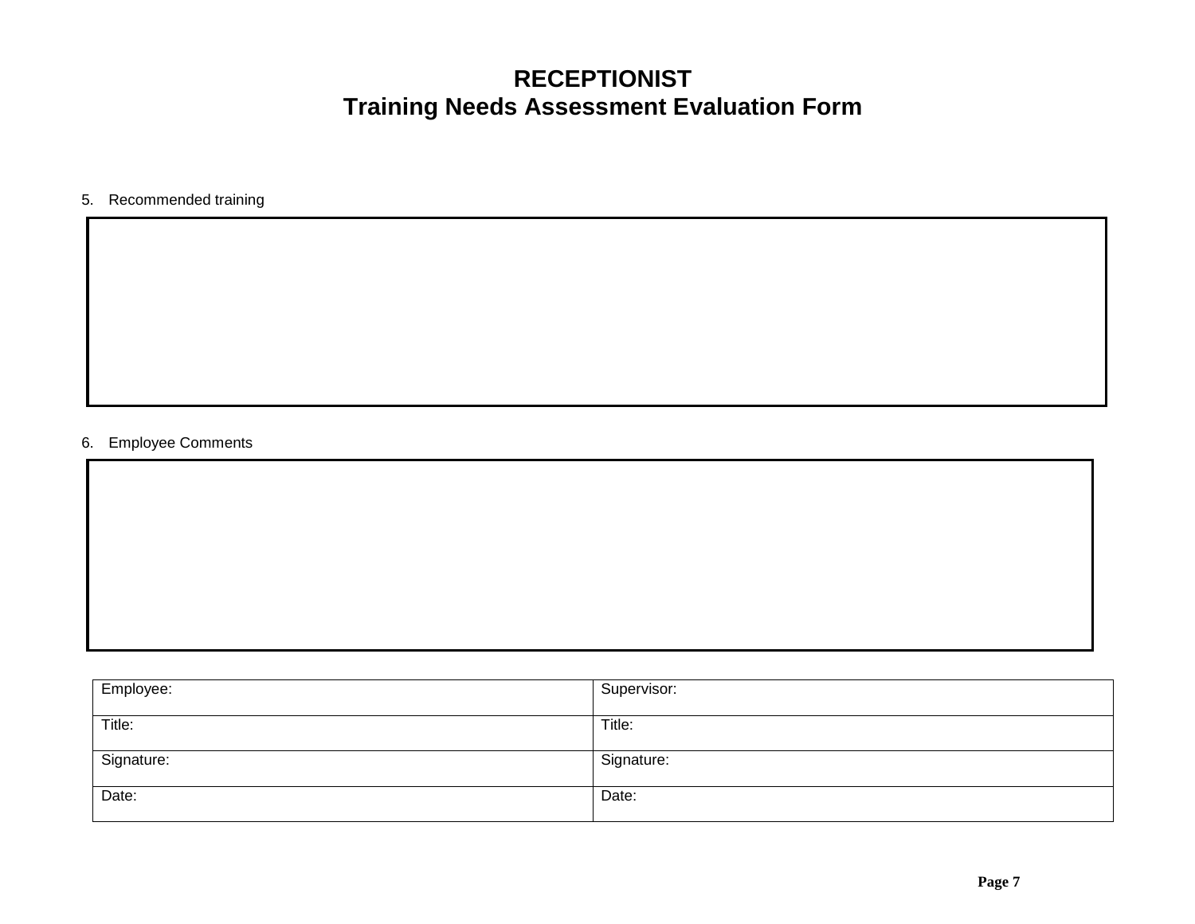# RECEPTIONIST
# Training Needs Assessment Evaluation Form

5. Recommended training

6. Employee Comments

| | |
|---|---|
| Employee: | Supervisor: |
| Title: | Title: |
| Signature: | Signature: |
| Date: | Date: |